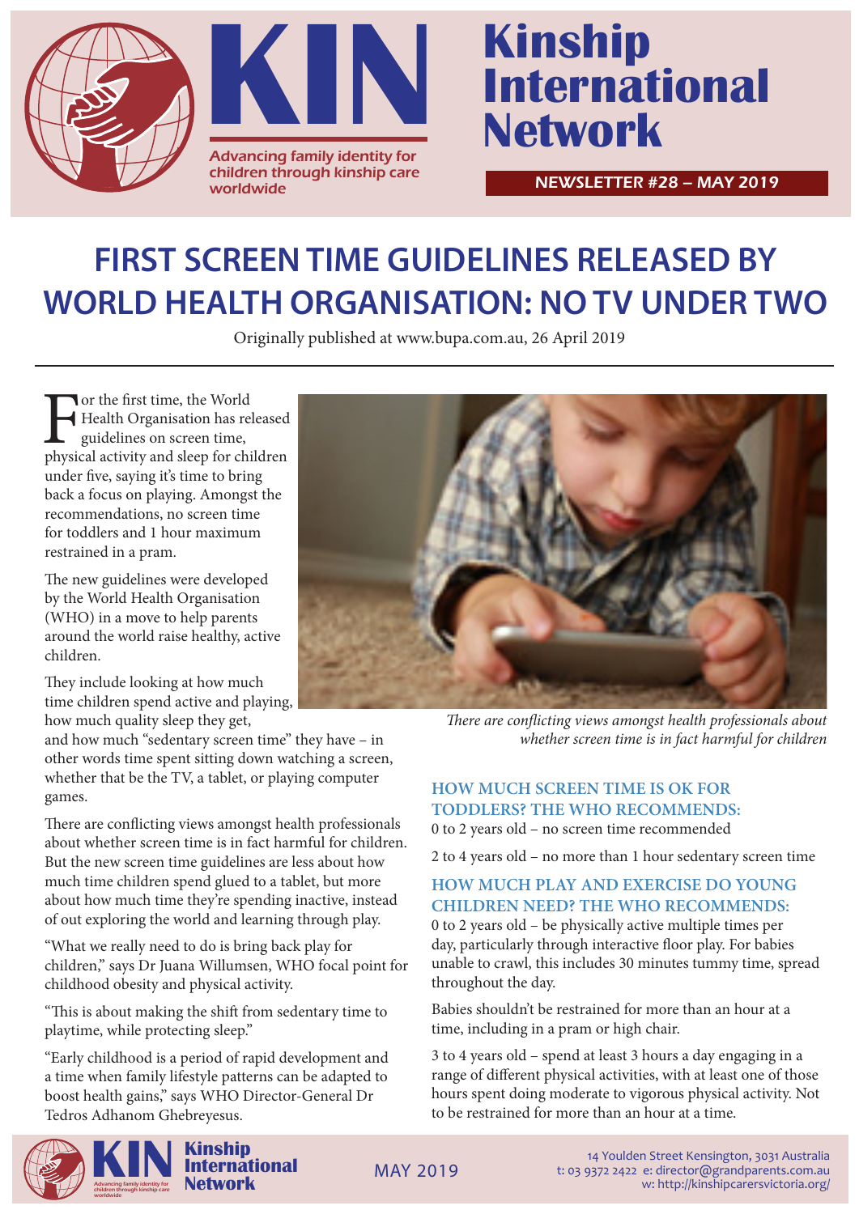# Kinship International Network

Advancing family identity for children through kinship care worldwide

NEWSLETTER #28 – MAY 2019

## FIRST SCREEN TIME GUIDELINES RELEASED BY WORLD HEALTH ORGANISATION: NO TV UNDER TWO

Originally published at www.bupa.com.au, 26 April 2019

For the first time, the World Health Organisation has released guidelines on screen time, physical activity and sleep for children under five, saying it's time to bring back a focus on playing. Amongst the recommendations, no screen time for toddlers and 1 hour maximum restrained in a pram.

The new guidelines were developed by the World Health Organisation (WHO) in a move to help parents around the world raise healthy, active children.

They include looking at how much time children spend active and playing, how much quality sleep they get, and how much "sedentary screen time" they have – in other words time spent sitting down watching a screen, whether that be the TV, a tablet, or playing computer games.

There are conflicting views amongst health professionals about whether screen time is in fact harmful for children. But the new screen time guidelines are less about how much time children spend glued to a tablet, but more about how much time they're spending inactive, instead of out exploring the world and learning through play.

"What we really need to do is bring back play for children," says Dr Juana Willumsen, WHO focal point for childhood obesity and physical activity.

"This is about making the shift from sedentary time to playtime, while protecting sleep."

"Early childhood is a period of rapid development and a time when family lifestyle patterns can be adapted to boost health gains," says WHO Director-General Dr Tedros Adhanom Ghebreyesus.

*There are conflicting views amongst health professionals about whether screen time is in fact harmful for children*

### HOW MUCH SCREEN TIME IS OK FOR TODDLERS? THE WHO RECOMMENDS:

0 to 2 years old – no screen time recommended

2 to 4 years old – no more than 1 hour sedentary screen time

### HOW MUCH PLAY AND EXERCISE DO YOUNG CHILDREN NEED? THE WHO RECOMMENDS:

0 to 2 years old – be physically active multiple times per day, particularly through interactive floor play. For babies unable to crawl, this includes 30 minutes tummy time, spread throughout the day.

Babies shouldn't be restrained for more than an hour at a time, including in a pram or high chair.

3 to 4 years old – spend at least 3 hours a day engaging in a range of different physical activities, with at least one of those hours spent doing moderate to vigorous physical activity. Not to be restrained for more than an hour at a time.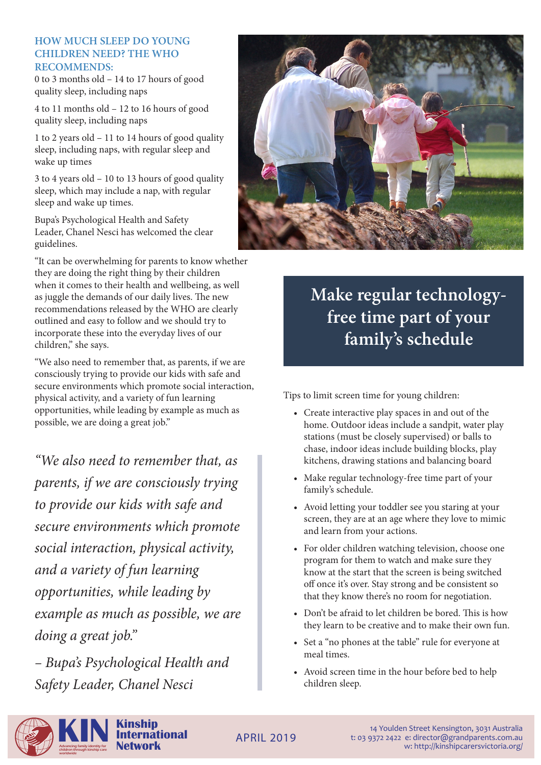### HOW MUCH SLEEP DO YOUNG CHILDREN NEED? THE WHO RECOMMENDS:

0 to 3 months old – 14 to 17 hours of good quality sleep, including naps

4 to 11 months old – 12 to 16 hours of good quality sleep, including naps

1 to 2 years old – 11 to 14 hours of good quality sleep, including naps, with regular sleep and wake up times

3 to 4 years old – 10 to 13 hours of good quality sleep, which may include a nap, with regular sleep and wake up times.

Bupa's Psychological Health and Safety Leader, Chanel Nesci has welcomed the clear guidelines.

"It can be overwhelming for parents to know whether they are doing the right thing by their children when it comes to their health and wellbeing, as well as juggle the demands of our daily lives. The new recommendations released by the WHO are clearly outlined and easy to follow and we should try to incorporate these into the everyday lives of our children," she says.

"We also need to remember that, as parents, if we are consciously trying to provide our kids with safe and secure environments which promote social interaction, physical activity, and a variety of fun learning opportunities, while leading by example as much as possible, we are doing a great job."

*"We also need to remember that, as parents, if we are consciously trying to provide our kids with safe and secure environments which promote social interaction, physical activity, and a variety of fun learning opportunities, while leading by example as much as possible, we are doing a great job."*

*– Bupa's Psychological Health and Safety Leader, Chanel Nesci*

## Make regular technology-free time part of your family's schedule

Tips to limit screen time for young children:

- Create interactive play spaces in and out of the home. Outdoor ideas include a sandpit, water play stations (must be closely supervised) or balls to chase, indoor ideas include building blocks, play kitchens, drawing stations and balancing board
- Make regular technology-free time part of your family's schedule.
- Avoid letting your toddler see you staring at your screen, they are at an age where they love to mimic and learn from your actions.
- For older children watching television, choose one program for them to watch and make sure they know at the start that the screen is being switched off once it's over. Stay strong and be consistent so that they know there's no room for negotiation.
- Don't be afraid to let children be bored. This is how they learn to be creative and to make their own fun.
- Set a "no phones at the table" rule for everyone at meal times.
- Avoid screen time in the hour before bed to help children sleep.